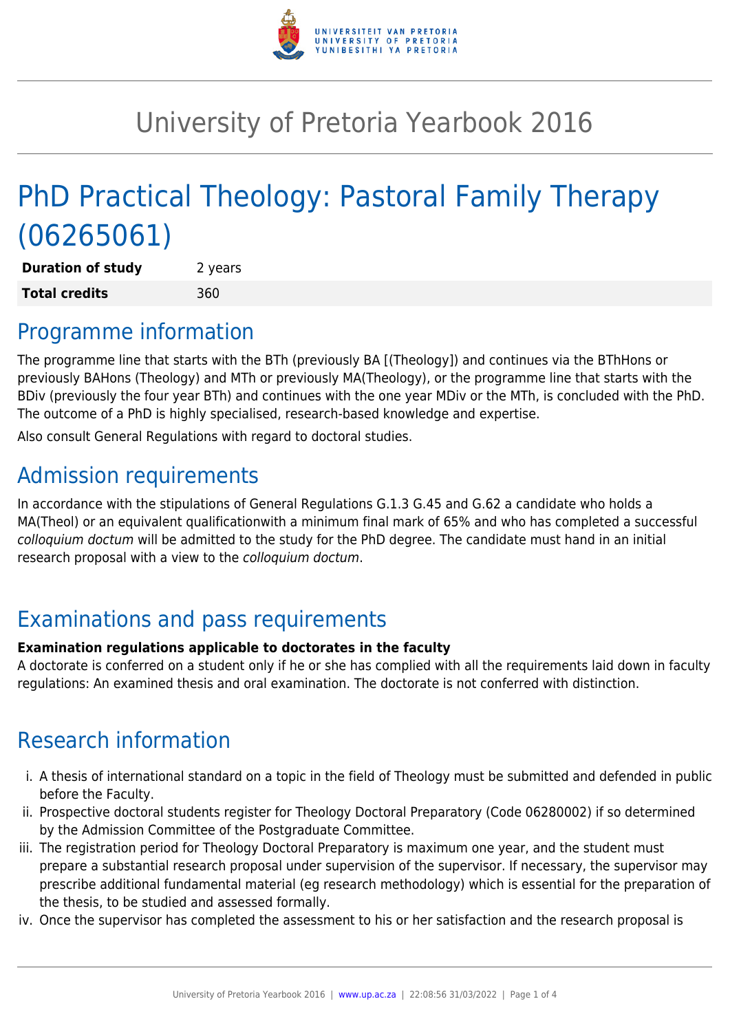# University of Pretoria Yearbook 2016

# PhD Practical Theology: Pastoral Family Therapy (06265061)

| **Duration of study** | 2 years |
|---|---|
| **Total credits** | 360 |

## Programme information

The programme line that starts with the BTh (previously BA [(Theology]) and continues via the BThHons or previously BAHons (Theology) and MTh or previously MA(Theology), or the programme line that starts with the BDiv (previously the four year BTh) and continues with the one year MDiv or the MTh, is concluded with the PhD. The outcome of a PhD is highly specialised, research-based knowledge and expertise.

Also consult General Regulations with regard to doctoral studies.

## Admission requirements

In accordance with the stipulations of General Regulations G.1.3 G.45 and G.62 a candidate who holds a MA(Theol) or an equivalent qualificationwith a minimum final mark of 65% and who has completed a successful *colloquium doctum* will be admitted to the study for the PhD degree. The candidate must hand in an initial research proposal with a view to the *colloquium doctum*.

## Examinations and pass requirements

**Examination regulations applicable to doctorates in the faculty**
A doctorate is conferred on a student only if he or she has complied with all the requirements laid down in faculty regulations: An examined thesis and oral examination. The doctorate is not conferred with distinction.

## Research information

i. A thesis of international standard on a topic in the field of Theology must be submitted and defended in public before the Faculty.
ii. Prospective doctoral students register for Theology Doctoral Preparatory (Code 06280002) if so determined by the Admission Committee of the Postgraduate Committee.
iii. The registration period for Theology Doctoral Preparatory is maximum one year, and the student must prepare a substantial research proposal under supervision of the supervisor. If necessary, the supervisor may prescribe additional fundamental material (eg research methodology) which is essential for the preparation of the thesis, to be studied and assessed formally.
iv. Once the supervisor has completed the assessment to his or her satisfaction and the research proposal is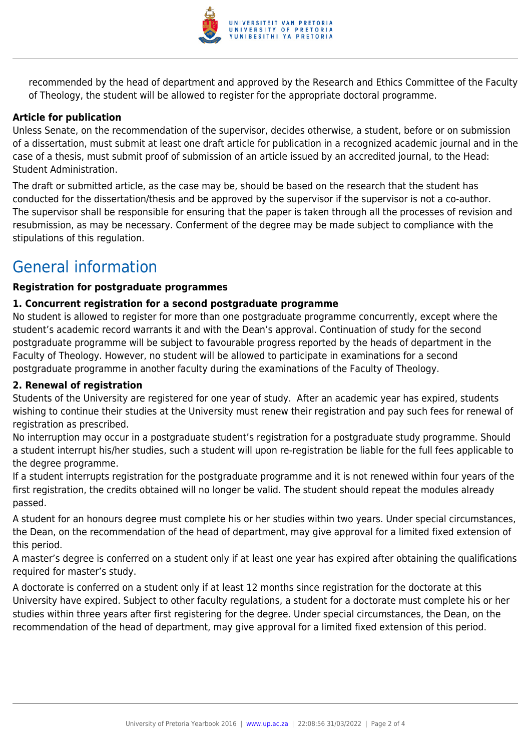recommended by the head of department and approved by the Research and Ethics Committee of the Faculty of Theology, the student will be allowed to register for the appropriate doctoral programme.

**Article for publication**

Unless Senate, on the recommendation of the supervisor, decides otherwise, a student, before or on submission of a dissertation, must submit at least one draft article for publication in a recognized academic journal and in the case of a thesis, must submit proof of submission of an article issued by an accredited journal, to the Head: Student Administration.

The draft or submitted article, as the case may be, should be based on the research that the student has conducted for the dissertation/thesis and be approved by the supervisor if the supervisor is not a co-author. The supervisor shall be responsible for ensuring that the paper is taken through all the processes of revision and resubmission, as may be necessary. Conferment of the degree may be made subject to compliance with the stipulations of this regulation.

## General information

**Registration for postgraduate programmes**

**1. Concurrent registration for a second postgraduate programme**

No student is allowed to register for more than one postgraduate programme concurrently, except where the student's academic record warrants it and with the Dean's approval. Continuation of study for the second postgraduate programme will be subject to favourable progress reported by the heads of department in the Faculty of Theology. However, no student will be allowed to participate in examinations for a second postgraduate programme in another faculty during the examinations of the Faculty of Theology.

**2. Renewal of registration**

Students of the University are registered for one year of study. After an academic year has expired, students wishing to continue their studies at the University must renew their registration and pay such fees for renewal of registration as prescribed.

No interruption may occur in a postgraduate student's registration for a postgraduate study programme. Should a student interrupt his/her studies, such a student will upon re-registration be liable for the full fees applicable to the degree programme.

If a student interrupts registration for the postgraduate programme and it is not renewed within four years of the first registration, the credits obtained will no longer be valid. The student should repeat the modules already passed.

A student for an honours degree must complete his or her studies within two years. Under special circumstances, the Dean, on the recommendation of the head of department, may give approval for a limited fixed extension of this period.

A master's degree is conferred on a student only if at least one year has expired after obtaining the qualifications required for master's study.

A doctorate is conferred on a student only if at least 12 months since registration for the doctorate at this University have expired. Subject to other faculty regulations, a student for a doctorate must complete his or her studies within three years after first registering for the degree. Under special circumstances, the Dean, on the recommendation of the head of department, may give approval for a limited fixed extension of this period.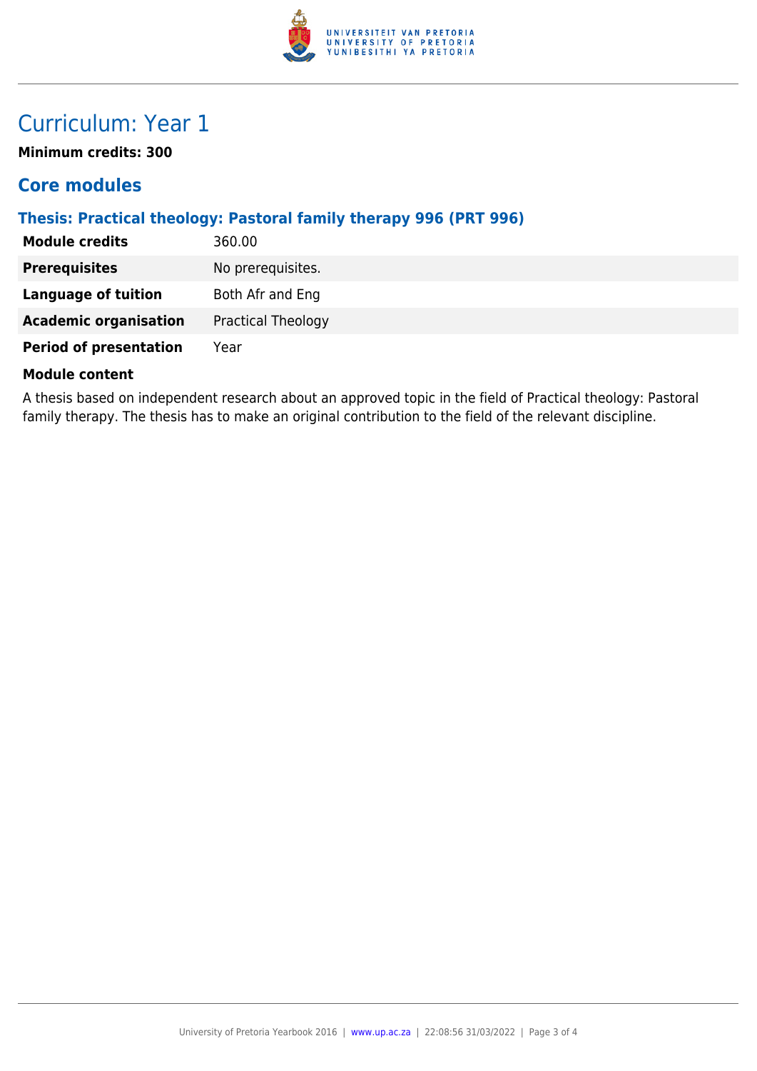# Curriculum: Year 1

**Minimum credits: 300**

## Core modules

### Thesis: Practical theology: Pastoral family therapy 996 (PRT 996)

| | |
|---|---|
| **Module credits** | 360.00 |
| **Prerequisites** | No prerequisites. |
| **Language of tuition** | Both Afr and Eng |
| **Academic organisation** | Practical Theology |
| **Period of presentation** | Year |

**Module content**

A thesis based on independent research about an approved topic in the field of Practical theology: Pastoral family therapy. The thesis has to make an original contribution to the field of the relevant discipline.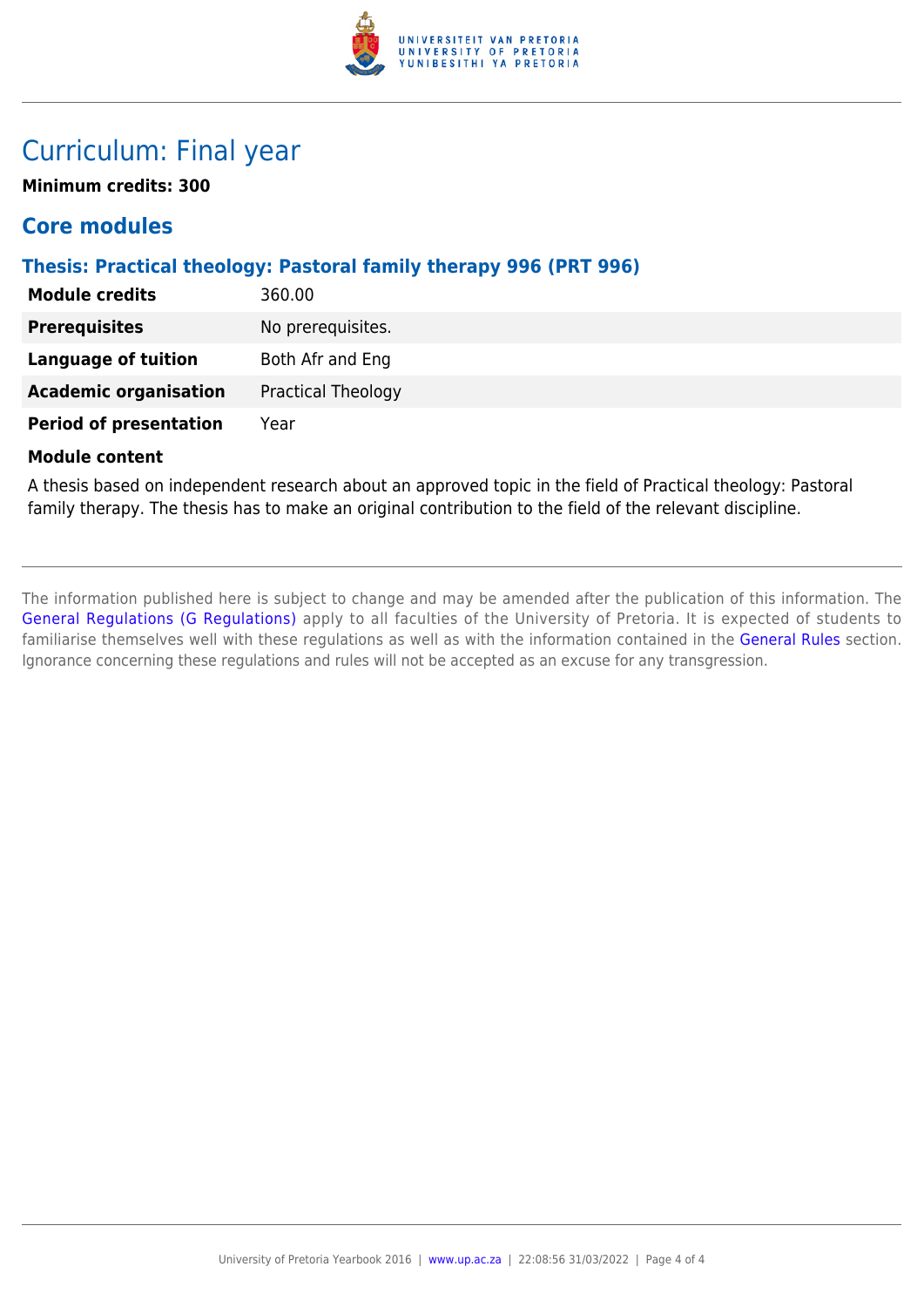# Curriculum: Final year

**Minimum credits: 300**

## Core modules

### Thesis: Practical theology: Pastoral family therapy 996 (PRT 996)

| | |
|---|---|
| **Module credits** | 360.00 |
| **Prerequisites** | No prerequisites. |
| **Language of tuition** | Both Afr and Eng |
| **Academic organisation** | Practical Theology |
| **Period of presentation** | Year |

**Module content**

A thesis based on independent research about an approved topic in the field of Practical theology: Pastoral family therapy. The thesis has to make an original contribution to the field of the relevant discipline.

The information published here is subject to change and may be amended after the publication of this information. The General Regulations (G Regulations) apply to all faculties of the University of Pretoria. It is expected of students to familiarise themselves well with these regulations as well as with the information contained in the General Rules section. Ignorance concerning these regulations and rules will not be accepted as an excuse for any transgression.